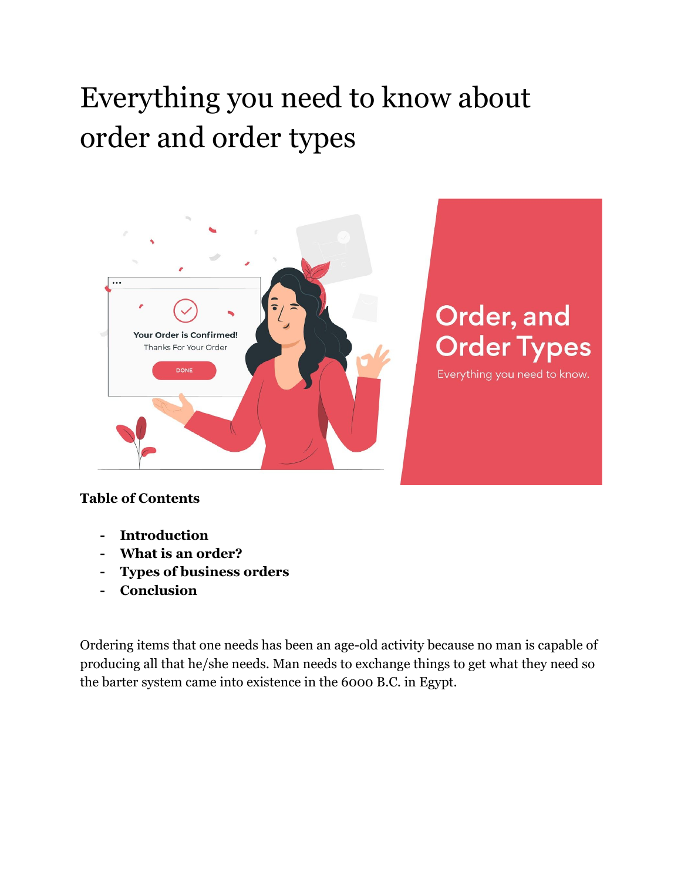# Everything you need to know about order and order types

**Table of Contents**

- **Introduction**
- **What is an order?**
- **Types of business orders**
- **Conclusion**

Ordering items that one needs has been an age-old activity because no man is capable of producing all that he/she needs. Man needs to exchange things to get what they need so the barter system came into existence in the 6000 B.C. in Egypt.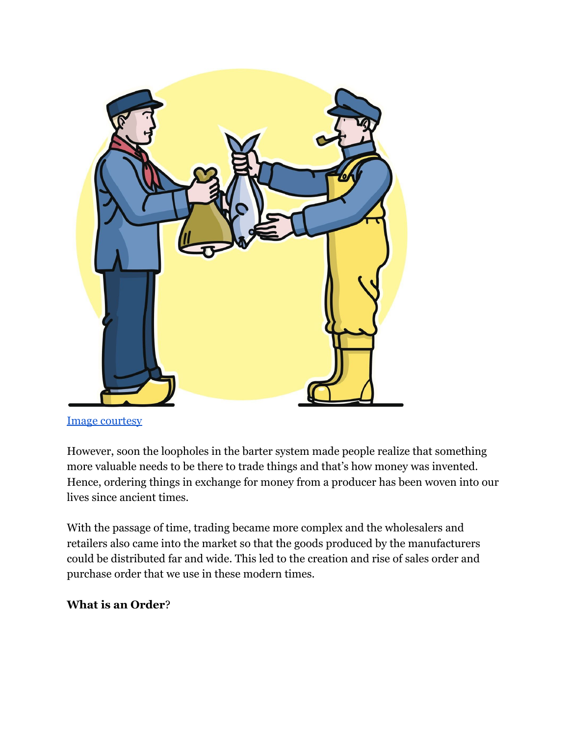[Image courtesy]

However, soon the loopholes in the barter system made people realize that something more valuable needs to be there to trade things and that's how money was invented. Hence, ordering things in exchange for money from a producer has been woven into our lives since ancient times.

With the passage of time, trading became more complex and the wholesalers and retailers also came into the market so that the goods produced by the manufacturers could be distributed far and wide. This led to the creation and rise of sales order and purchase order that we use in these modern times.

**What is an Order**?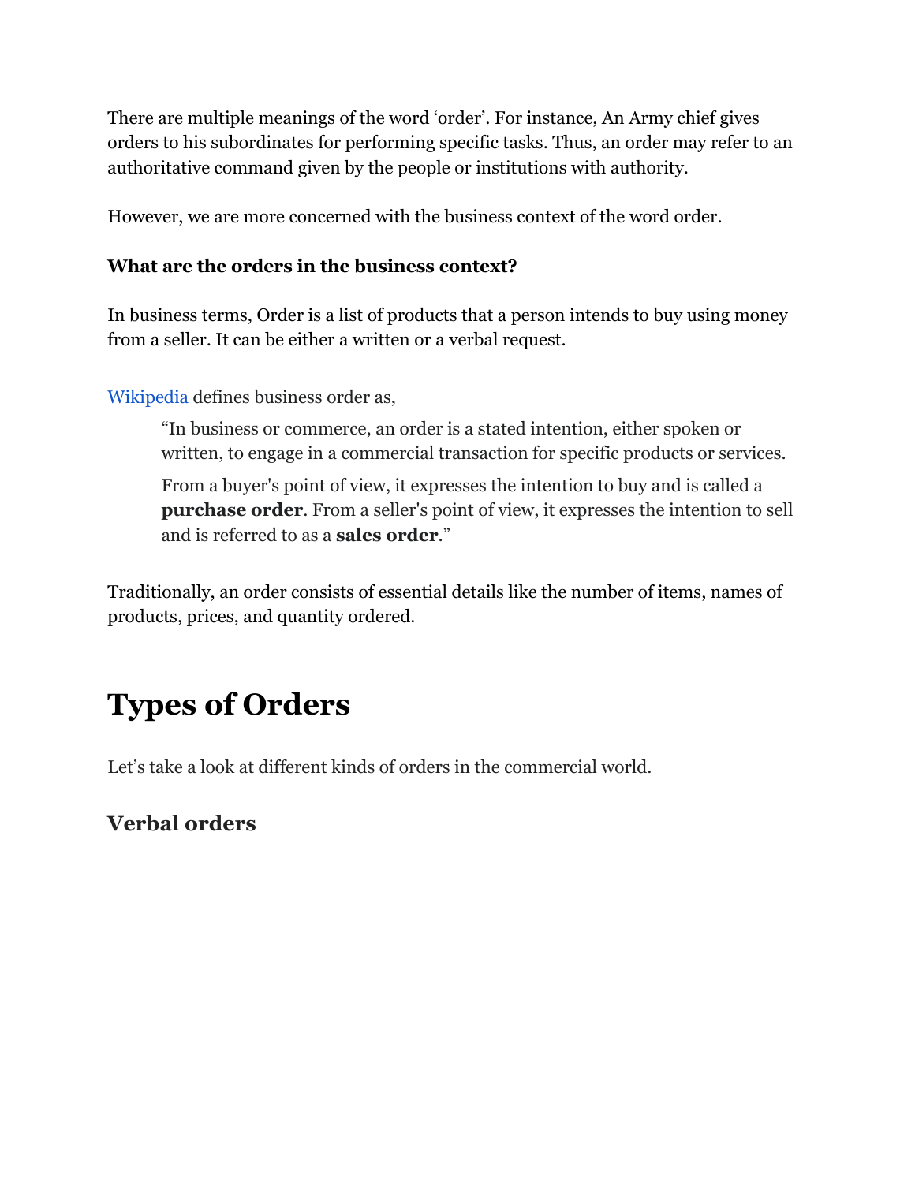There are multiple meanings of the word 'order'. For instance, An Army chief gives orders to his subordinates for performing specific tasks. Thus, an order may refer to an authoritative command given by the people or institutions with authority.

However, we are more concerned with the business context of the word order.

**What are the orders in the business context?**

In business terms, Order is a list of products that a person intends to buy using money from a seller. It can be either a written or a verbal request.

[Wikipedia] defines business order as,

> "In business or commerce, an order is a stated intention, either spoken or written, to engage in a commercial transaction for specific products or services.
>
> From a buyer's point of view, it expresses the intention to buy and is called a **purchase order**. From a seller's point of view, it expresses the intention to sell and is referred to as a **sales order**."

Traditionally, an order consists of essential details like the number of items, names of products, prices, and quantity ordered.

# Types of Orders

Let's take a look at different kinds of orders in the commercial world.

## Verbal orders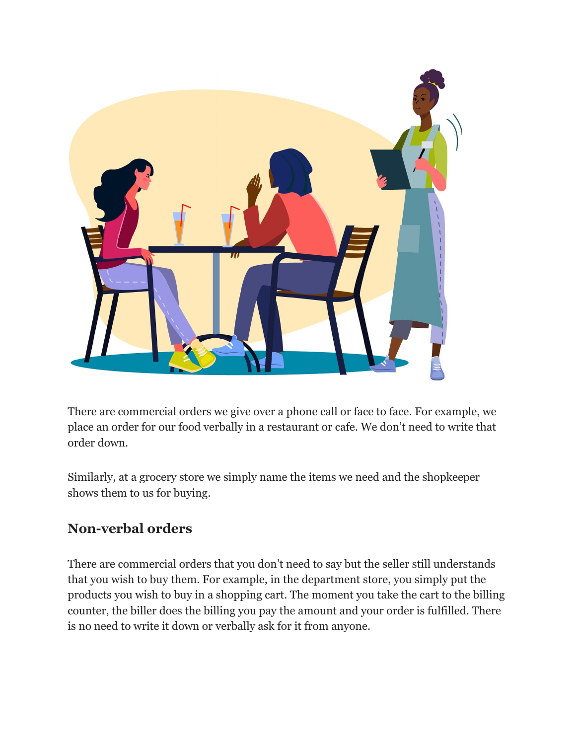There are commercial orders we give over a phone call or face to face. For example, we place an order for our food verbally in a restaurant or cafe. We don't need to write that order down.

Similarly, at a grocery store we simply name the items we need and the shopkeeper shows them to us for buying.

### Non-verbal orders

There are commercial orders that you don't need to say but the seller still understands that you wish to buy them. For example, in the department store, you simply put the products you wish to buy in a shopping cart. The moment you take the cart to the billing counter, the biller does the billing you pay the amount and your order is fulfilled. There is no need to write it down or verbally ask for it from anyone.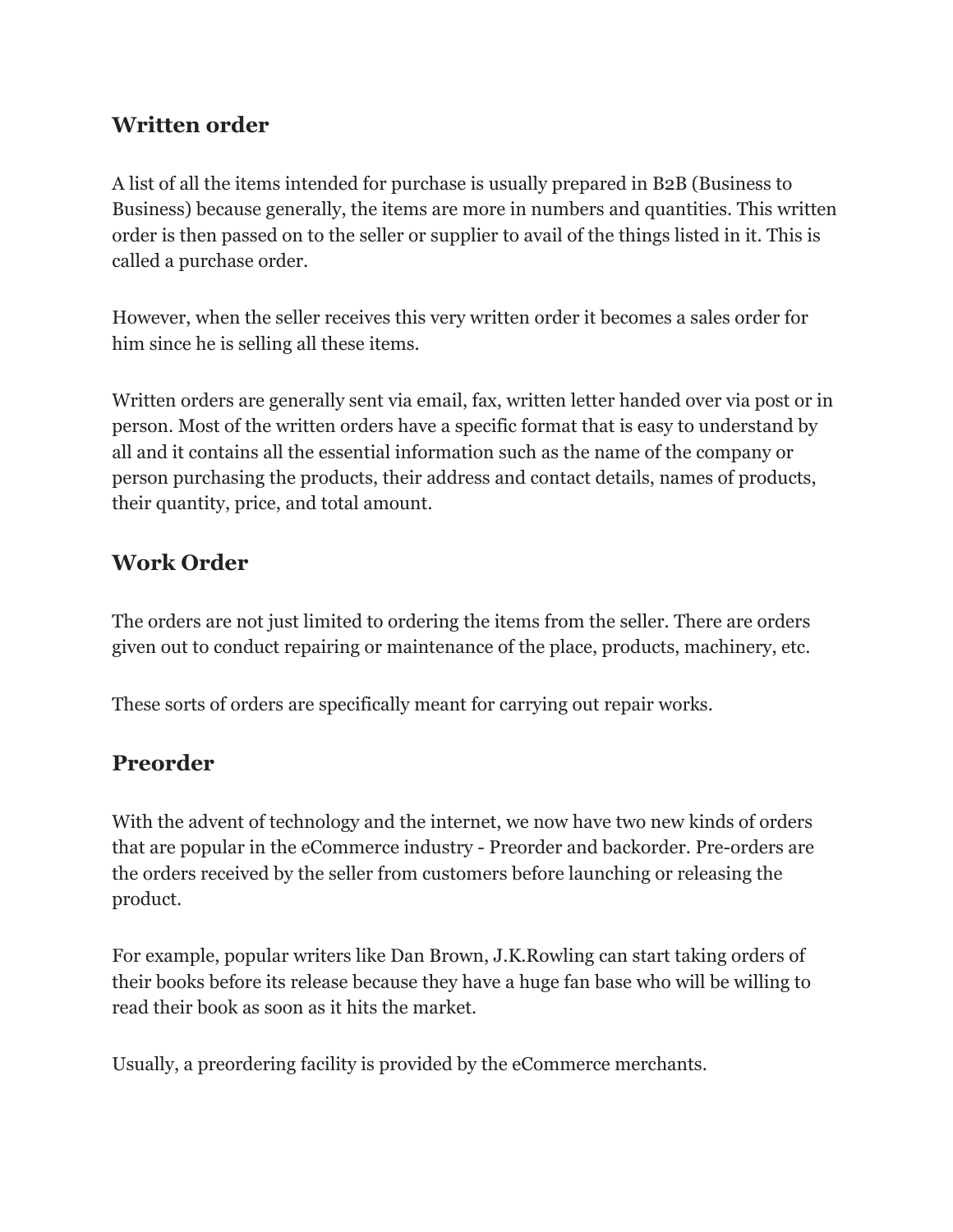## Written order

A list of all the items intended for purchase is usually prepared in B2B (Business to Business) because generally, the items are more in numbers and quantities. This written order is then passed on to the seller or supplier to avail of the things listed in it. This is called a purchase order.

However, when the seller receives this very written order it becomes a sales order for him since he is selling all these items.

Written orders are generally sent via email, fax, written letter handed over via post or in person. Most of the written orders have a specific format that is easy to understand by all and it contains all the essential information such as the name of the company or person purchasing the products, their address and contact details, names of products, their quantity, price, and total amount.

## Work Order

The orders are not just limited to ordering the items from the seller. There are orders given out to conduct repairing or maintenance of the place, products, machinery, etc.

These sorts of orders are specifically meant for carrying out repair works.

## Preorder

With the advent of technology and the internet, we now have two new kinds of orders that are popular in the eCommerce industry - Preorder and backorder. Pre-orders are the orders received by the seller from customers before launching or releasing the product.

For example, popular writers like Dan Brown, J.K.Rowling can start taking orders of their books before its release because they have a huge fan base who will be willing to read their book as soon as it hits the market.

Usually, a preordering facility is provided by the eCommerce merchants.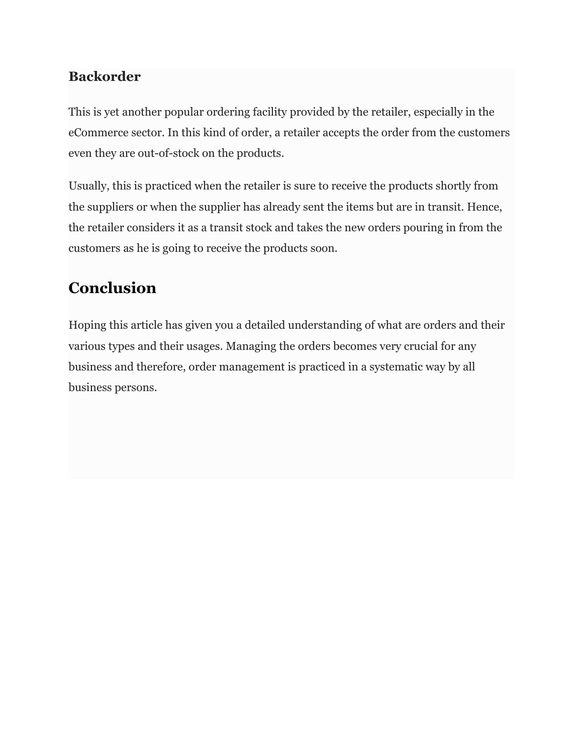### Backorder

This is yet another popular ordering facility provided by the retailer, especially in the eCommerce sector. In this kind of order, a retailer accepts the order from the customers even they are out-of-stock on the products.

Usually, this is practiced when the retailer is sure to receive the products shortly from the suppliers or when the supplier has already sent the items but are in transit. Hence, the retailer considers it as a transit stock and takes the new orders pouring in from the customers as he is going to receive the products soon.

## Conclusion

Hoping this article has given you a detailed understanding of what are orders and their various types and their usages. Managing the orders becomes very crucial for any business and therefore, order management is practiced in a systematic way by all business persons.